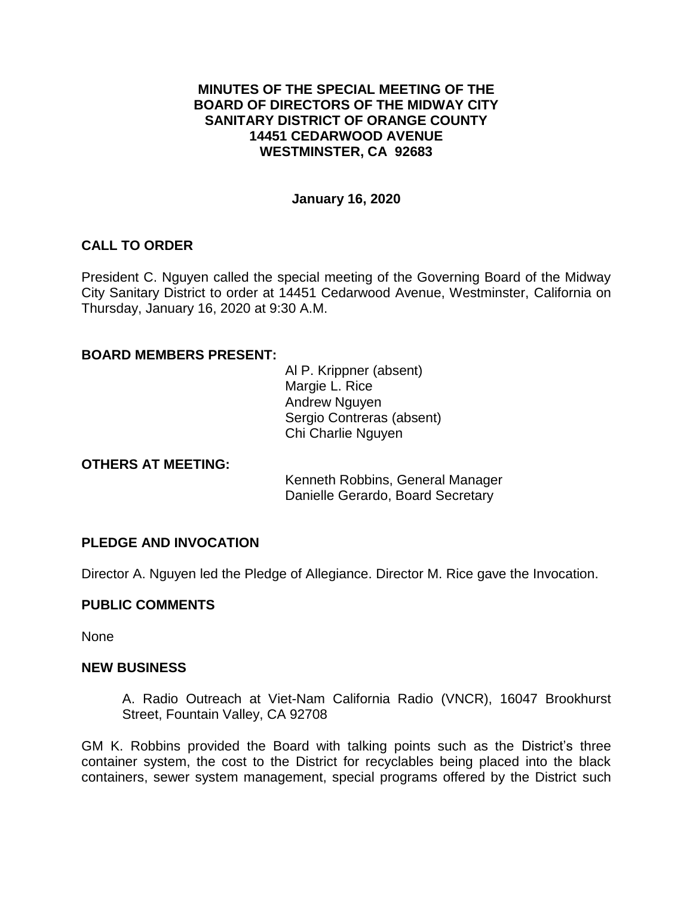**MINUTES OF THE SPECIAL MEETING OF THE BOARD OF DIRECTORS OF THE MIDWAY CITY SANITARY DISTRICT OF ORANGE COUNTY**
**14451 CEDARWOOD AVENUE**
**WESTMINSTER, CA 92683**

**January 16, 2020**

## CALL TO ORDER

President C. Nguyen called the special meeting of the Governing Board of the Midway City Sanitary District to order at 14451 Cedarwood Avenue, Westminster, California on Thursday, January 16, 2020 at 9:30 A.M.

## BOARD MEMBERS PRESENT:

Al P. Krippner (absent)
Margie L. Rice
Andrew Nguyen
Sergio Contreras (absent)
Chi Charlie Nguyen

## OTHERS AT MEETING:

Kenneth Robbins, General Manager
Danielle Gerardo, Board Secretary

## PLEDGE AND INVOCATION

Director A. Nguyen led the Pledge of Allegiance. Director M. Rice gave the Invocation.

## PUBLIC COMMENTS

None

## NEW BUSINESS

A. Radio Outreach at Viet-Nam California Radio (VNCR), 16047 Brookhurst Street, Fountain Valley, CA 92708

GM K. Robbins provided the Board with talking points such as the District's three container system, the cost to the District for recyclables being placed into the black containers, sewer system management, special programs offered by the District such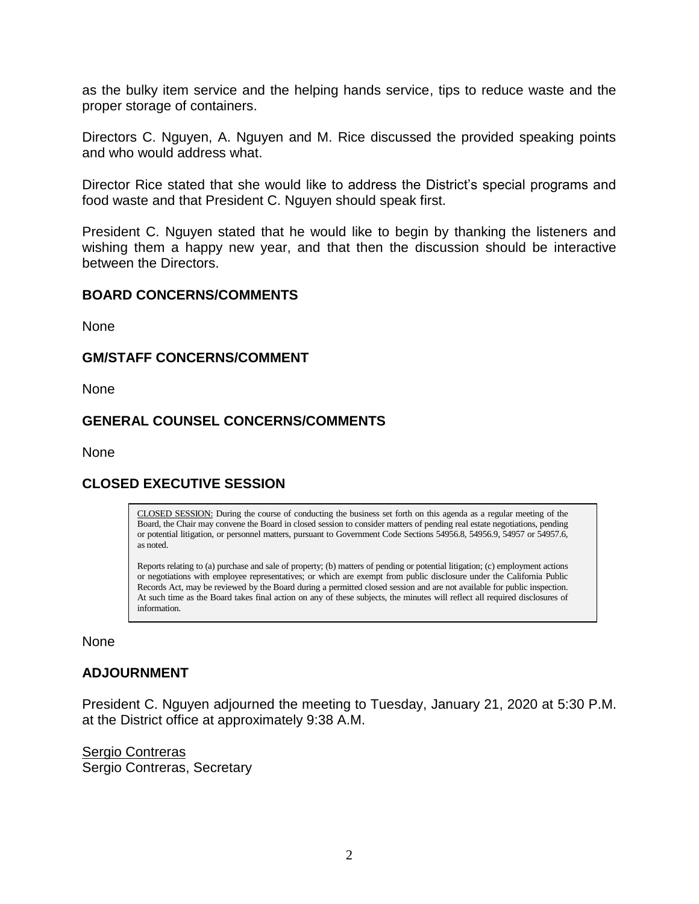as the bulky item service and the helping hands service, tips to reduce waste and the proper storage of containers.

Directors C. Nguyen, A. Nguyen and M. Rice discussed the provided speaking points and who would address what.

Director Rice stated that she would like to address the District's special programs and food waste and that President C. Nguyen should speak first.

President C. Nguyen stated that he would like to begin by thanking the listeners and wishing them a happy new year, and that then the discussion should be interactive between the Directors.

## BOARD CONCERNS/COMMENTS

None

## GM/STAFF CONCERNS/COMMENT

None

## GENERAL COUNSEL CONCERNS/COMMENTS

None

## CLOSED EXECUTIVE SESSION

> CLOSED SESSION: During the course of conducting the business set forth on this agenda as a regular meeting of the Board, the Chair may convene the Board in closed session to consider matters of pending real estate negotiations, pending or potential litigation, or personnel matters, pursuant to Government Code Sections 54956.8, 54956.9, 54957 or 54957.6, as noted.
>
> Reports relating to (a) purchase and sale of property; (b) matters of pending or potential litigation; (c) employment actions or negotiations with employee representatives; or which are exempt from public disclosure under the California Public Records Act, may be reviewed by the Board during a permitted closed session and are not available for public inspection. At such time as the Board takes final action on any of these subjects, the minutes will reflect all required disclosures of information.

None

## ADJOURNMENT

President C. Nguyen adjourned the meeting to Tuesday, January 21, 2020 at 5:30 P.M. at the District office at approximately 9:38 A.M.

Sergio Contreras
Sergio Contreras, Secretary